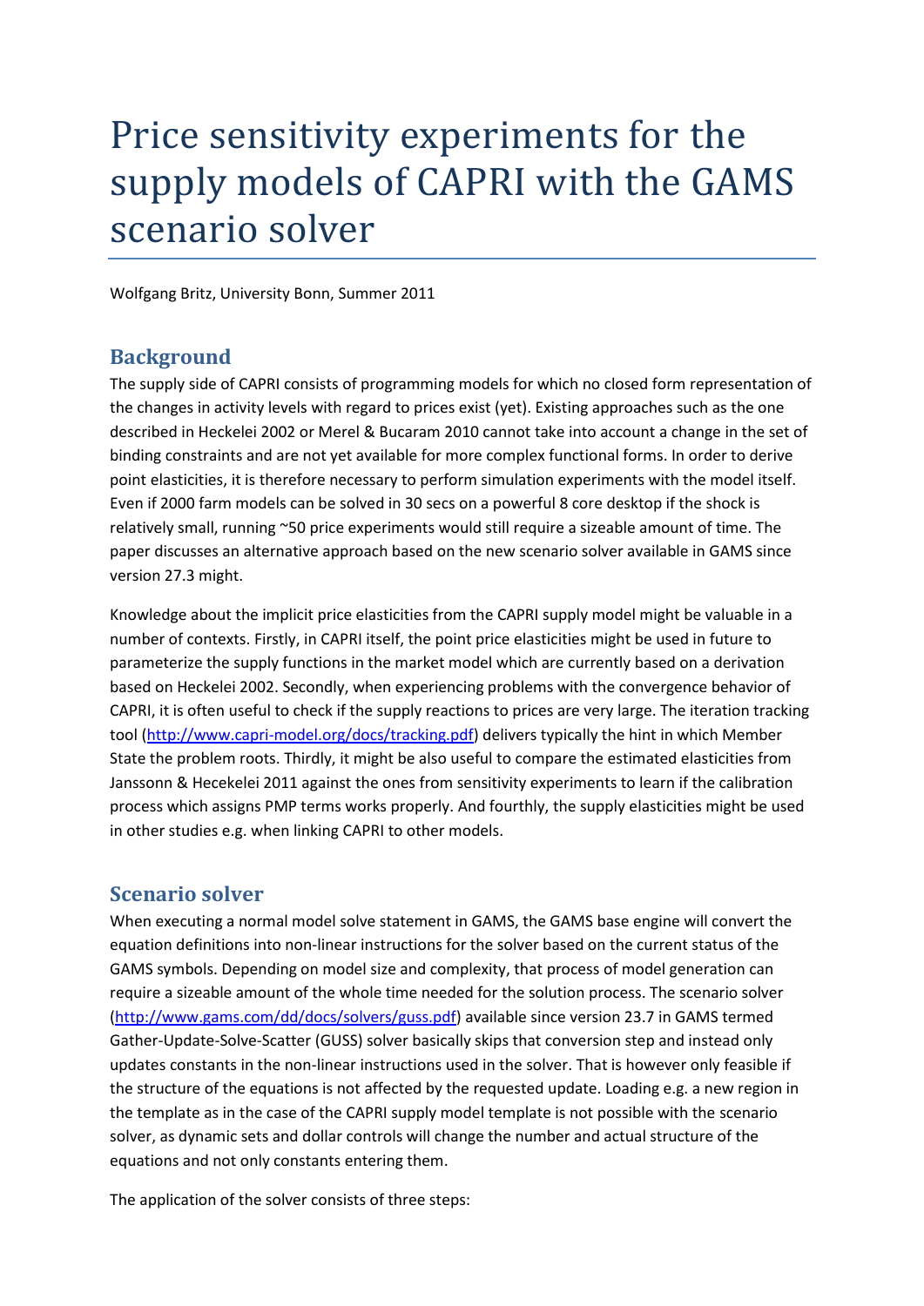# Price sensitivity experiments for the supply models of CAPRI with the GAMS scenario solver

Wolfgang Britz, University Bonn, Summer 2011

## Background

The supply side of CAPRI consists of programming models for which no closed form representation of the changes in activity levels with regard to prices exist (yet). Existing approaches such as the one described in Heckelei 2002 or Merel & Bucaram 2010 cannot take into account a change in the set of binding constraints and are not yet available for more complex functional forms. In order to derive point elasticities, it is therefore necessary to perform simulation experiments with the model itself. Even if 2000 farm models can be solved in 30 secs on a powerful 8 core desktop if the shock is relatively small, running ~50 price experiments would still require a sizeable amount of time. The paper discusses an alternative approach based on the new scenario solver available in GAMS since version 27.3 might.

Knowledge about the implicit price elasticities from the CAPRI supply model might be valuable in a number of contexts. Firstly, in CAPRI itself, the point price elasticities might be used in future to parameterize the supply functions in the market model which are currently based on a derivation based on Heckelei 2002. Secondly, when experiencing problems with the convergence behavior of CAPRI, it is often useful to check if the supply reactions to prices are very large. The iteration tracking tool (http://www.capri-model.org/docs/tracking.pdf) delivers typically the hint in which Member State the problem roots. Thirdly, it might be also useful to compare the estimated elasticities from Janssonn & Hecekelei 2011 against the ones from sensitivity experiments to learn if the calibration process which assigns PMP terms works properly. And fourthly, the supply elasticities might be used in other studies e.g. when linking CAPRI to other models.

## Scenario solver

When executing a normal model solve statement in GAMS, the GAMS base engine will convert the equation definitions into non-linear instructions for the solver based on the current status of the GAMS symbols. Depending on model size and complexity, that process of model generation can require a sizeable amount of the whole time needed for the solution process. The scenario solver (http://www.gams.com/dd/docs/solvers/guss.pdf) available since version 23.7 in GAMS termed Gather-Update-Solve-Scatter (GUSS) solver basically skips that conversion step and instead only updates constants in the non-linear instructions used in the solver. That is however only feasible if the structure of the equations is not affected by the requested update. Loading e.g. a new region in the template as in the case of the CAPRI supply model template is not possible with the scenario solver, as dynamic sets and dollar controls will change the number and actual structure of the equations and not only constants entering them.

The application of the solver consists of three steps: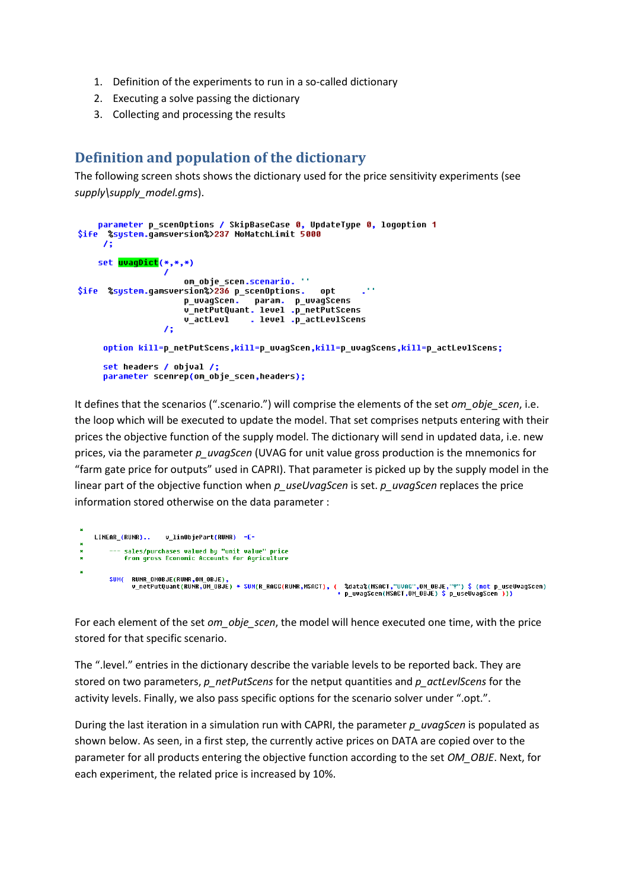1. Definition of the experiments to run in a so-called dictionary
2. Executing a solve passing the dictionary
3. Collecting and processing the results

## Definition and population of the dictionary

The following screen shots shows the dictionary used for the price sensitivity experiments (see *supply\supply_model.gms*).

```
     parameter p_scenOptions / SkipBaseCase 0, UpdateType 0, logoption 1
$ife  %system.gamsversion%>237 NoMatchLimit 5000
      /;

     set uvagDict(*,*,*)
                  /
                      om_obje_scen.scenario. ''
$ife  %system.gamsversion%>236 p_scenOptions.   opt      .''
                      p_uvagScen.    param.   p_uvagScens
                      v_netPutQuant. level  .p_netPutScens
                      v_actLevl      . level  .p_actLevlScens
                  /;

      option kill=p_netPutScens,kill=p_uvagScen,kill=p_uvagScens,kill=p_actLevlScens;

      set headers / objval /;
      parameter scenrep(om_obje_scen,headers);
```

It defines that the scenarios (".scenario.") will comprise the elements of the set *om_obje_scen*, i.e. the loop which will be executed to update the model. That set comprises netputs entering with their prices the objective function of the supply model. The dictionary will send in updated data, i.e. new prices, via the parameter *p_uvagScen* (UVAG for unit value gross production is the mnemonics for "farm gate price for outputs" used in CAPRI). That parameter is picked up by the supply model in the linear part of the objective function when *p_useUvagScen* is set. *p_uvagScen* replaces the price information stored otherwise on the data parameter :

```
*
    LINEAR_(RUNR)..     v_linObjePart(RUNR)  =E=
*
*      --- sales/purchases valued by "unit value" price
*          from gross Economic Accounts for Agriculture
*
        SUM(  RUNR_OMOBJE(RUNR,OM_OBJE),
              v_netPutQuant(RUNR,OM_OBJE) * SUM(R_RAGG(RUNR,MSACT), (  %data%(MSACT,"UVAG",OM_OBJE,"Y") $ (not p_useUvagScen)
                                                                     + p_uvagScen(MSACT,OM_OBJE) $ p_useUvagScen )))
```

For each element of the set *om_obje_scen*, the model will hence executed one time, with the price stored for that specific scenario.

The ".level." entries in the dictionary describe the variable levels to be reported back. They are stored on two parameters, *p_netPutScens* for the netput quantities and *p_actLevlScens* for the activity levels. Finally, we also pass specific options for the scenario solver under ".opt.".

During the last iteration in a simulation run with CAPRI, the parameter *p_uvagScen* is populated as shown below. As seen, in a first step, the currently active prices on DATA are copied over to the parameter for all products entering the objective function according to the set *OM_OBJE*. Next, for each experiment, the related price is increased by 10%.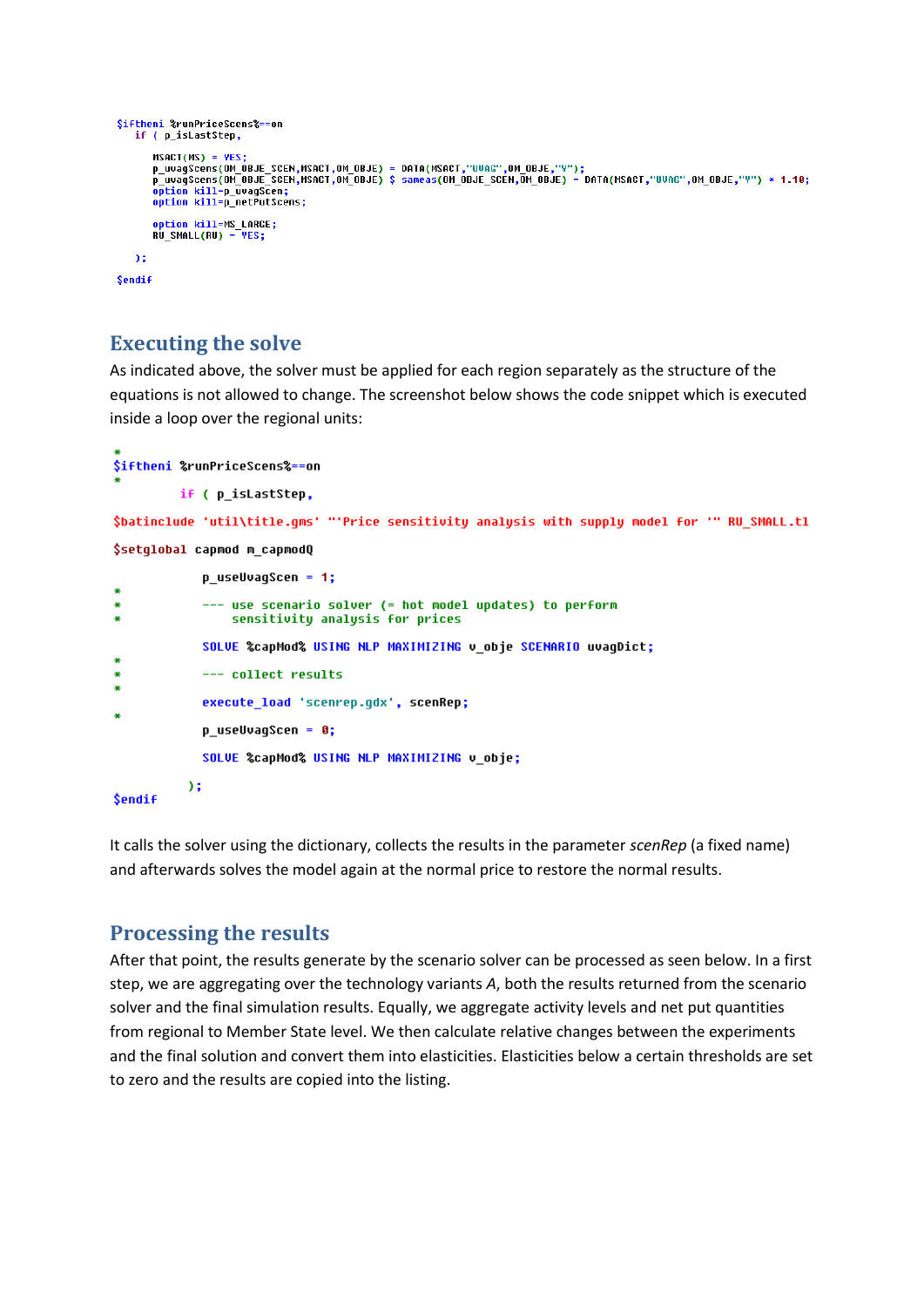```
$iftheni %runPriceScens%==on
   if ( p_isLastStep,

      MSACT(MS) = YES;
      p_uvagScens(OM_OBJE_SCEN,MSACT,OM_OBJE) = DATA(MSACT,"UVAG",OM_OBJE,"Y");
      p_uvagScens(OM_OBJE_SCEN,MSACT,OM_OBJE) $ sameas(OM_OBJE_SCEN,OM_OBJE) = DATA(MSACT,"UVAG",OM_OBJE,"Y") * 1.10;
      option kill=p_uvagScen;
      option kill=p_netPutScens;

      option kill=MS_LARGE;
      RU_SMALL(RU) = YES;

   );
$endif
```

## Executing the solve

As indicated above, the solver must be applied for each region separately as the structure of the equations is not allowed to change. The screenshot below shows the code snippet which is executed inside a loop over the regional units:

```
*
$iftheni %runPriceScens%==on
*
         if ( p_isLastStep,

$batinclude 'util\title.gms' "'Price sensitivity analysis with supply model for '" RU_SMALL.tl

$setglobal capmod m_capmodQ

            p_useUvagScen = 1;
*
*           --- use scenario solver (= hot model updates) to perform
*               sensitivity analysis for prices

            SOLVE %capMod% USING NLP MAXIMIZING v_obje SCENARIO uvagDict;
*
*           --- collect results
*
            execute_load 'scenrep.gdx', scenRep;
*
            p_useUvagScen = 0;

            SOLVE %capMod% USING NLP MAXIMIZING v_obje;

          );
$endif
```

It calls the solver using the dictionary, collects the results in the parameter *scenRep* (a fixed name) and afterwards solves the model again at the normal price to restore the normal results.

## Processing the results

After that point, the results generate by the scenario solver can be processed as seen below. In a first step, we are aggregating over the technology variants *A*, both the results returned from the scenario solver and the final simulation results. Equally, we aggregate activity levels and net put quantities from regional to Member State level. We then calculate relative changes between the experiments and the final solution and convert them into elasticities. Elasticities below a certain thresholds are set to zero and the results are copied into the listing.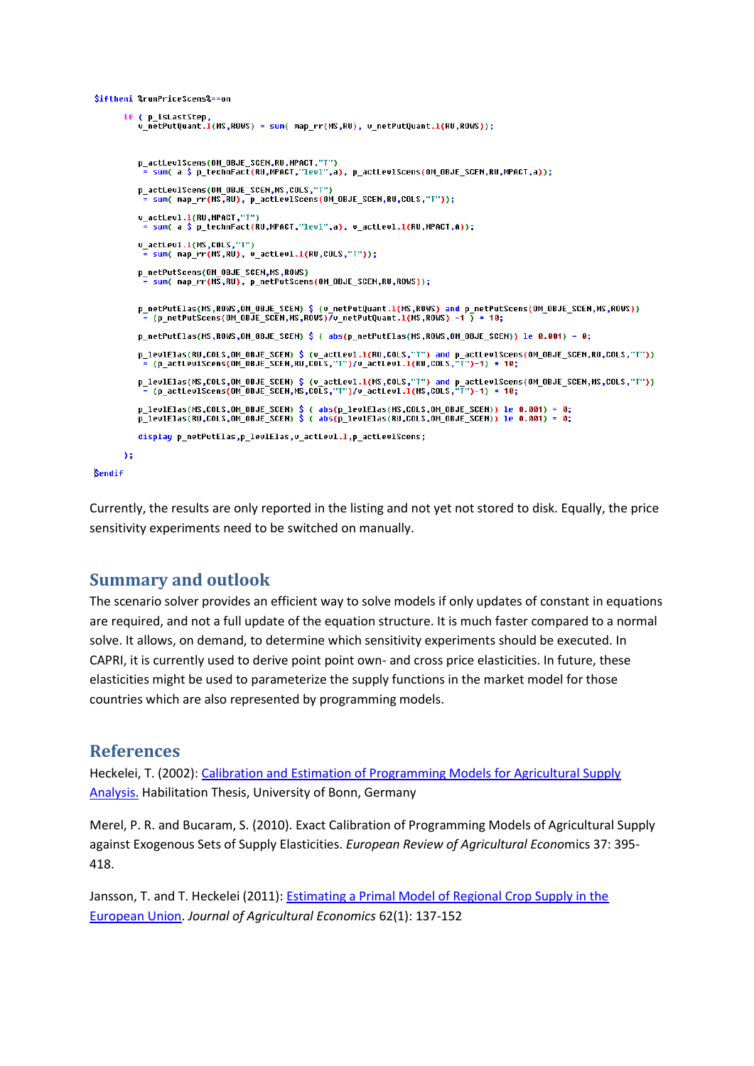```
$ifthenI %runPriceScens%==on

      if ( p_isLastStep,
        v_netPutQuant.l(MS,ROWS) = sum( map_rr(MS,RU), v_netPutQuant.l(RU,ROWS));


         p_actLevlScens(OM_OBJE_SCEN,RU,MPACT,"T")
          = sum( a $ p_technFact(RU,MPACT,"levl",a), p_actLevlScens(OM_OBJE_SCEN,RU,MPACT,a));

         p_actLevlScens(OM_OBJE_SCEN,MS,COLS,"T")
          = sum( map_rr(MS,RU), p_actLevlScens(OM_OBJE_SCEN,RU,COLS,"T"));

         v_actLevl.l(RU,MPACT,"T")
          = sum( a $ p_technFact(RU,MPACT,"levl",a), v_actLevl.l(RU,MPACT,A));

         v_actLevl.l(MS,COLS,"T")
          = sum( map_rr(MS,RU), v_actLevl.l(RU,COLS,"T"));

         p_netPutScens(OM_OBJE_SCEN,MS,ROWS)
          = sum( map_rr(MS,RU), p_netPutScens(OM_OBJE_SCEN,RU,ROWS));


         p_netPutElas(MS,ROWS,OM_OBJE_SCEN) $ (v_netPutQuant.l(MS,ROWS) and p_netPutScens(OM_OBJE_SCEN,MS,ROWS))
          = (p_netPutScens(OM_OBJE_SCEN,MS,ROWS)/v_netPutQuant.l(MS,ROWS) -1 ) * 10;

         p_netPutElas(MS,ROWS,OM_OBJE_SCEN) $ ( abs(p_netPutElas(MS,ROWS,OM_OBJE_SCEN)) le 0.001) = 0;

         p_levlElas(RU,COLS,OM_OBJE_SCEN) $ (v_actLevl.l(RU,COLS,"T") and p_actLevlScens(OM_OBJE_SCEN,RU,COLS,"T"))
          = (p_actLevlScens(OM_OBJE_SCEN,RU,COLS,"T")/v_actLevl.l(RU,COLS,"T")-1) * 10;

         p_levlElas(MS,COLS,OM_OBJE_SCEN) $ (v_actLevl.l(MS,COLS,"T") and p_actLevlScens(OM_OBJE_SCEN,MS,COLS,"T"))
          = (p_actLevlScens(OM_OBJE_SCEN,MS,COLS,"T")/v_actLevl.l(MS,COLS,"T")-1) * 10;

         p_levlElas(MS,COLS,OM_OBJE_SCEN) $ ( abs(p_levlElas(MS,COLS,OM_OBJE_SCEN)) le 0.001) = 0;
         p_levlElas(RU,COLS,OM_OBJE_SCEN) $ ( abs(p_levlElas(RU,COLS,OM_OBJE_SCEN)) le 0.001) = 0;

         display p_netPutElas,p_levlElas,v_actLevl.l,p_actLevlScens;

      );

$endif
```

Currently, the results are only reported in the listing and not yet not stored to disk. Equally, the price sensitivity experiments need to be switched on manually.

## Summary and outlook

The scenario solver provides an efficient way to solve models if only updates of constant in equations are required, and not a full update of the equation structure. It is much faster compared to a normal solve. It allows, on demand, to determine which sensitivity experiments should be executed. In CAPRI, it is currently used to derive point point own- and cross price elasticities. In future, these elasticities might be used to parameterize the supply functions in the market model for those countries which are also represented by programming models.

## References

Heckelei, T. (2002): Calibration and Estimation of Programming Models for Agricultural Supply Analysis. Habilitation Thesis, University of Bonn, Germany

Merel, P. R. and Bucaram, S. (2010). Exact Calibration of Programming Models of Agricultural Supply against Exogenous Sets of Supply Elasticities. *European Review of Agricultural Econo*mics 37: 395-418.

Jansson, T. and T. Heckelei (2011): Estimating a Primal Model of Regional Crop Supply in the European Union. *Journal of Agricultural Economics* 62(1): 137-152